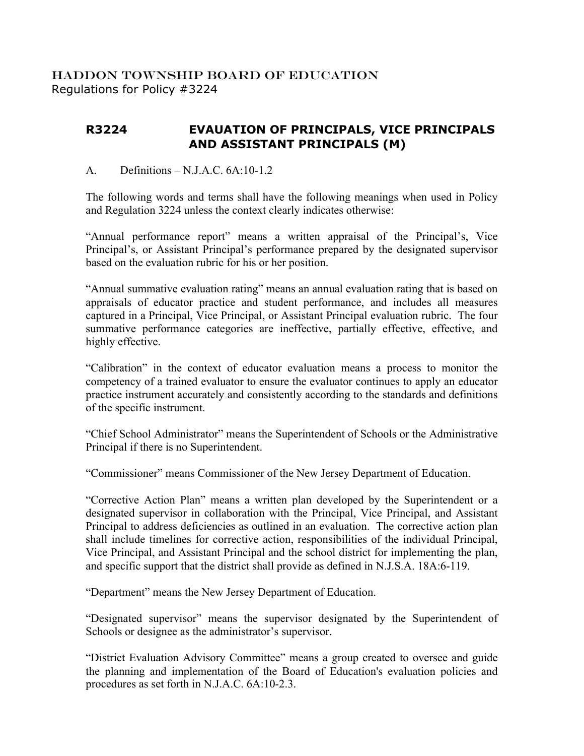HADDON TOWNSHIP BOARD OF EDUCATION
Regulations for Policy #3224

## R3224 EVAUATION OF PRINCIPALS, VICE PRINCIPALS AND ASSISTANT PRINCIPALS (M)

A. Definitions – N.J.A.C. 6A:10-1.2

The following words and terms shall have the following meanings when used in Policy and Regulation 3224 unless the context clearly indicates otherwise:

"Annual performance report" means a written appraisal of the Principal's, Vice Principal's, or Assistant Principal's performance prepared by the designated supervisor based on the evaluation rubric for his or her position.

"Annual summative evaluation rating" means an annual evaluation rating that is based on appraisals of educator practice and student performance, and includes all measures captured in a Principal, Vice Principal, or Assistant Principal evaluation rubric. The four summative performance categories are ineffective, partially effective, effective, and highly effective.

"Calibration" in the context of educator evaluation means a process to monitor the competency of a trained evaluator to ensure the evaluator continues to apply an educator practice instrument accurately and consistently according to the standards and definitions of the specific instrument.

"Chief School Administrator" means the Superintendent of Schools or the Administrative Principal if there is no Superintendent.

"Commissioner" means Commissioner of the New Jersey Department of Education.

"Corrective Action Plan" means a written plan developed by the Superintendent or a designated supervisor in collaboration with the Principal, Vice Principal, and Assistant Principal to address deficiencies as outlined in an evaluation. The corrective action plan shall include timelines for corrective action, responsibilities of the individual Principal, Vice Principal, and Assistant Principal and the school district for implementing the plan, and specific support that the district shall provide as defined in N.J.S.A. 18A:6-119.

"Department" means the New Jersey Department of Education.

"Designated supervisor" means the supervisor designated by the Superintendent of Schools or designee as the administrator's supervisor.

"District Evaluation Advisory Committee" means a group created to oversee and guide the planning and implementation of the Board of Education's evaluation policies and procedures as set forth in N.J.A.C. 6A:10-2.3.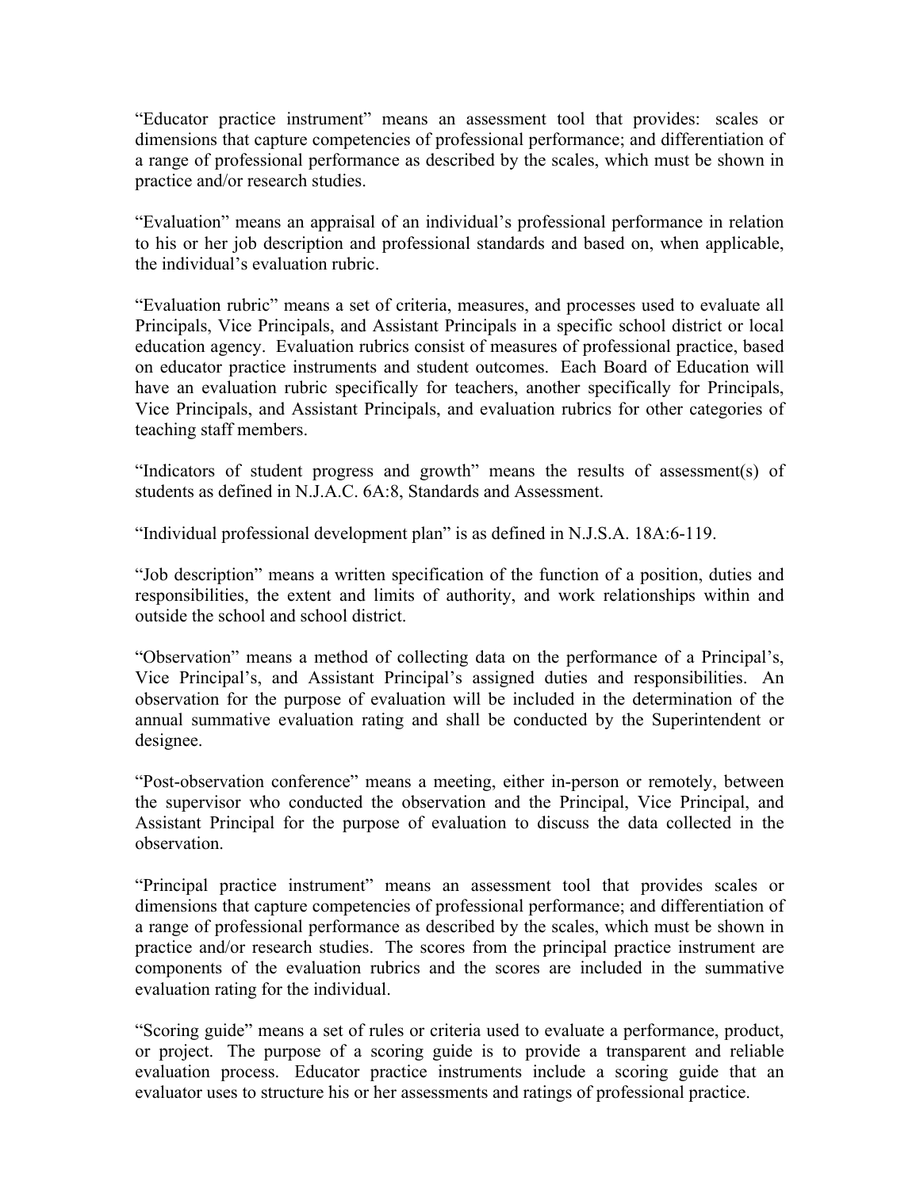"Educator practice instrument" means an assessment tool that provides: scales or dimensions that capture competencies of professional performance; and differentiation of a range of professional performance as described by the scales, which must be shown in practice and/or research studies.

"Evaluation" means an appraisal of an individual's professional performance in relation to his or her job description and professional standards and based on, when applicable, the individual's evaluation rubric.

"Evaluation rubric" means a set of criteria, measures, and processes used to evaluate all Principals, Vice Principals, and Assistant Principals in a specific school district or local education agency. Evaluation rubrics consist of measures of professional practice, based on educator practice instruments and student outcomes. Each Board of Education will have an evaluation rubric specifically for teachers, another specifically for Principals, Vice Principals, and Assistant Principals, and evaluation rubrics for other categories of teaching staff members.

"Indicators of student progress and growth" means the results of assessment(s) of students as defined in N.J.A.C. 6A:8, Standards and Assessment.

"Individual professional development plan" is as defined in N.J.S.A. 18A:6-119.

"Job description" means a written specification of the function of a position, duties and responsibilities, the extent and limits of authority, and work relationships within and outside the school and school district.

"Observation" means a method of collecting data on the performance of a Principal's, Vice Principal's, and Assistant Principal's assigned duties and responsibilities. An observation for the purpose of evaluation will be included in the determination of the annual summative evaluation rating and shall be conducted by the Superintendent or designee.

"Post-observation conference" means a meeting, either in-person or remotely, between the supervisor who conducted the observation and the Principal, Vice Principal, and Assistant Principal for the purpose of evaluation to discuss the data collected in the observation.

"Principal practice instrument" means an assessment tool that provides scales or dimensions that capture competencies of professional performance; and differentiation of a range of professional performance as described by the scales, which must be shown in practice and/or research studies. The scores from the principal practice instrument are components of the evaluation rubrics and the scores are included in the summative evaluation rating for the individual.

"Scoring guide" means a set of rules or criteria used to evaluate a performance, product, or project. The purpose of a scoring guide is to provide a transparent and reliable evaluation process. Educator practice instruments include a scoring guide that an evaluator uses to structure his or her assessments and ratings of professional practice.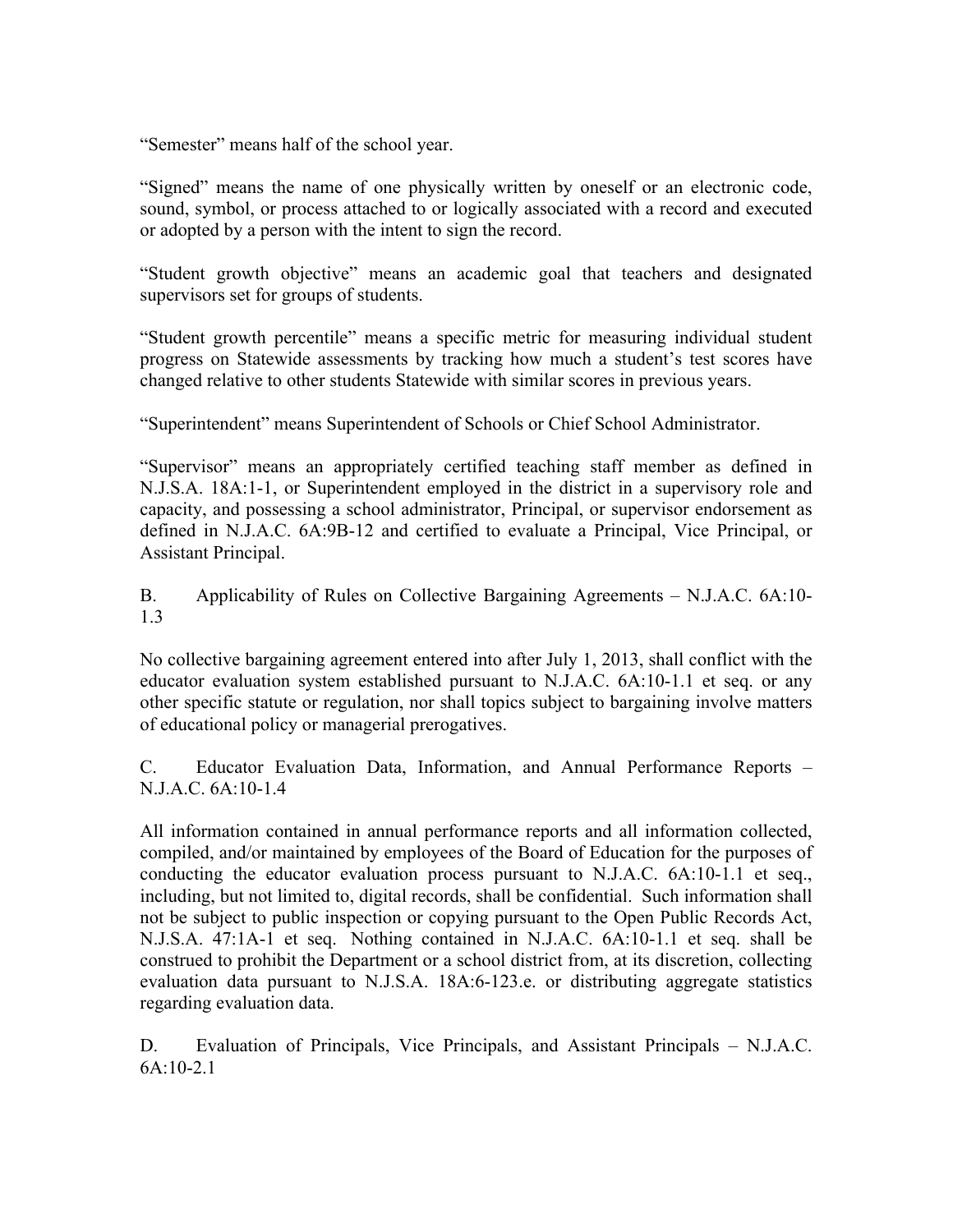"Semester" means half of the school year.

"Signed" means the name of one physically written by oneself or an electronic code, sound, symbol, or process attached to or logically associated with a record and executed or adopted by a person with the intent to sign the record.

"Student growth objective" means an academic goal that teachers and designated supervisors set for groups of students.

"Student growth percentile" means a specific metric for measuring individual student progress on Statewide assessments by tracking how much a student's test scores have changed relative to other students Statewide with similar scores in previous years.

"Superintendent" means Superintendent of Schools or Chief School Administrator.

"Supervisor" means an appropriately certified teaching staff member as defined in N.J.S.A. 18A:1-1, or Superintendent employed in the district in a supervisory role and capacity, and possessing a school administrator, Principal, or supervisor endorsement as defined in N.J.A.C. 6A:9B-12 and certified to evaluate a Principal, Vice Principal, or Assistant Principal.

B. Applicability of Rules on Collective Bargaining Agreements – N.J.A.C. 6A:10-1.3

No collective bargaining agreement entered into after July 1, 2013, shall conflict with the educator evaluation system established pursuant to N.J.A.C. 6A:10-1.1 et seq. or any other specific statute or regulation, nor shall topics subject to bargaining involve matters of educational policy or managerial prerogatives.

C. Educator Evaluation Data, Information, and Annual Performance Reports – N.J.A.C. 6A:10-1.4

All information contained in annual performance reports and all information collected, compiled, and/or maintained by employees of the Board of Education for the purposes of conducting the educator evaluation process pursuant to N.J.A.C. 6A:10-1.1 et seq., including, but not limited to, digital records, shall be confidential. Such information shall not be subject to public inspection or copying pursuant to the Open Public Records Act, N.J.S.A. 47:1A-1 et seq. Nothing contained in N.J.A.C. 6A:10-1.1 et seq. shall be construed to prohibit the Department or a school district from, at its discretion, collecting evaluation data pursuant to N.J.S.A. 18A:6-123.e. or distributing aggregate statistics regarding evaluation data.

D. Evaluation of Principals, Vice Principals, and Assistant Principals – N.J.A.C. 6A:10-2.1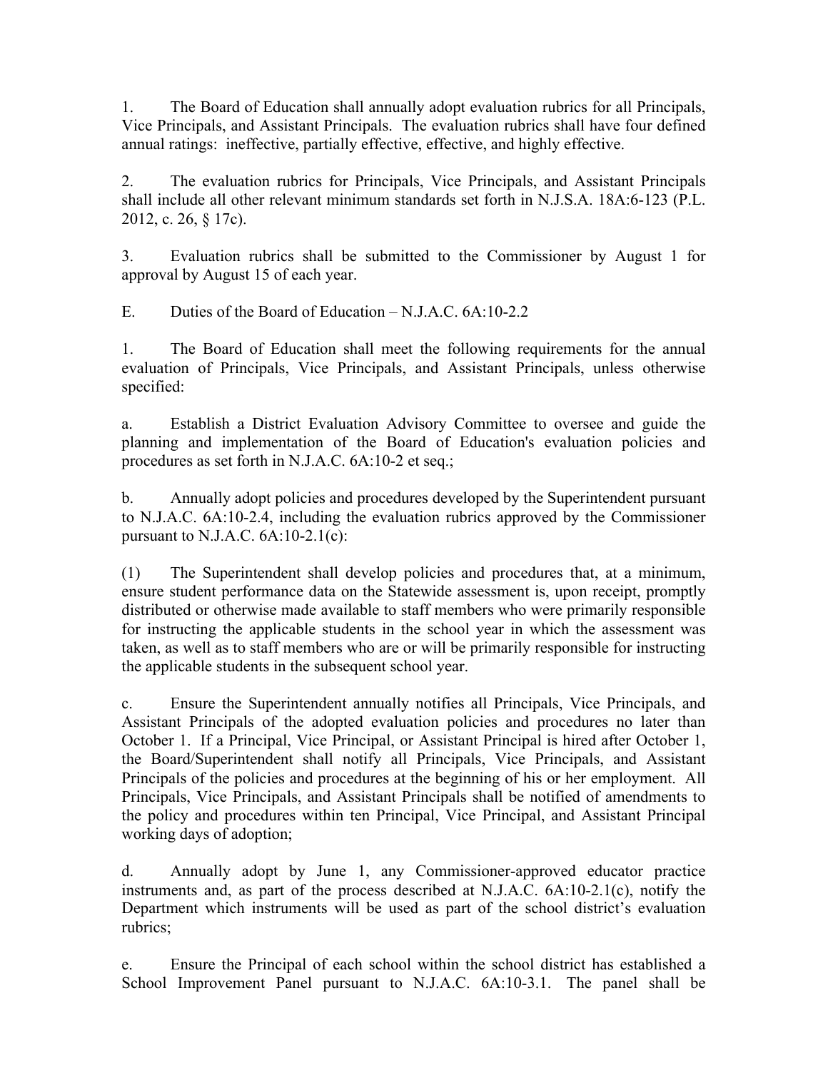1. The Board of Education shall annually adopt evaluation rubrics for all Principals, Vice Principals, and Assistant Principals. The evaluation rubrics shall have four defined annual ratings: ineffective, partially effective, effective, and highly effective.

2. The evaluation rubrics for Principals, Vice Principals, and Assistant Principals shall include all other relevant minimum standards set forth in N.J.S.A. 18A:6-123 (P.L. 2012, c. 26, § 17c).

3. Evaluation rubrics shall be submitted to the Commissioner by August 1 for approval by August 15 of each year.

E. Duties of the Board of Education – N.J.A.C. 6A:10-2.2

1. The Board of Education shall meet the following requirements for the annual evaluation of Principals, Vice Principals, and Assistant Principals, unless otherwise specified:

a. Establish a District Evaluation Advisory Committee to oversee and guide the planning and implementation of the Board of Education's evaluation policies and procedures as set forth in N.J.A.C. 6A:10-2 et seq.;

b. Annually adopt policies and procedures developed by the Superintendent pursuant to N.J.A.C. 6A:10-2.4, including the evaluation rubrics approved by the Commissioner pursuant to N.J.A.C. 6A:10-2.1(c):

(1) The Superintendent shall develop policies and procedures that, at a minimum, ensure student performance data on the Statewide assessment is, upon receipt, promptly distributed or otherwise made available to staff members who were primarily responsible for instructing the applicable students in the school year in which the assessment was taken, as well as to staff members who are or will be primarily responsible for instructing the applicable students in the subsequent school year.

c. Ensure the Superintendent annually notifies all Principals, Vice Principals, and Assistant Principals of the adopted evaluation policies and procedures no later than October 1. If a Principal, Vice Principal, or Assistant Principal is hired after October 1, the Board/Superintendent shall notify all Principals, Vice Principals, and Assistant Principals of the policies and procedures at the beginning of his or her employment. All Principals, Vice Principals, and Assistant Principals shall be notified of amendments to the policy and procedures within ten Principal, Vice Principal, and Assistant Principal working days of adoption;

d. Annually adopt by June 1, any Commissioner-approved educator practice instruments and, as part of the process described at N.J.A.C. 6A:10-2.1(c), notify the Department which instruments will be used as part of the school district's evaluation rubrics;

e. Ensure the Principal of each school within the school district has established a School Improvement Panel pursuant to N.J.A.C. 6A:10-3.1. The panel shall be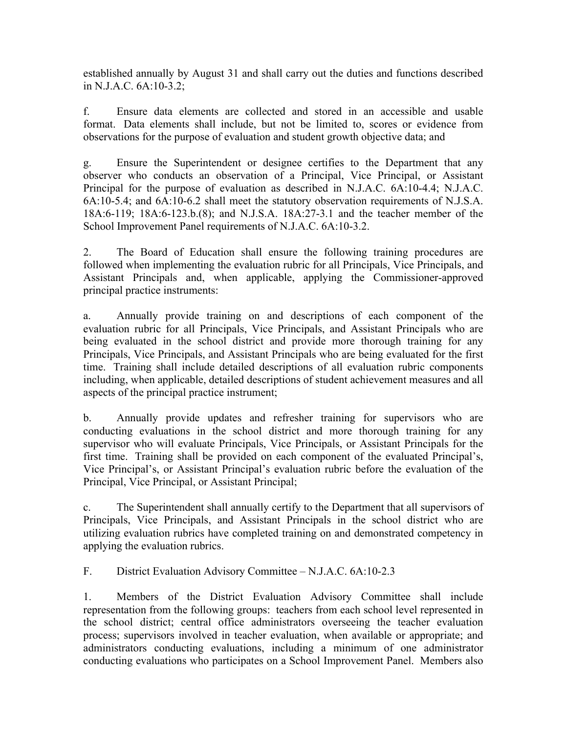established annually by August 31 and shall carry out the duties and functions described in N.J.A.C. 6A:10-3.2;

f. Ensure data elements are collected and stored in an accessible and usable format. Data elements shall include, but not be limited to, scores or evidence from observations for the purpose of evaluation and student growth objective data; and

g. Ensure the Superintendent or designee certifies to the Department that any observer who conducts an observation of a Principal, Vice Principal, or Assistant Principal for the purpose of evaluation as described in N.J.A.C. 6A:10-4.4; N.J.A.C. 6A:10-5.4; and 6A:10-6.2 shall meet the statutory observation requirements of N.J.S.A. 18A:6-119; 18A:6-123.b.(8); and N.J.S.A. 18A:27-3.1 and the teacher member of the School Improvement Panel requirements of N.J.A.C. 6A:10-3.2.

2. The Board of Education shall ensure the following training procedures are followed when implementing the evaluation rubric for all Principals, Vice Principals, and Assistant Principals and, when applicable, applying the Commissioner-approved principal practice instruments:

a. Annually provide training on and descriptions of each component of the evaluation rubric for all Principals, Vice Principals, and Assistant Principals who are being evaluated in the school district and provide more thorough training for any Principals, Vice Principals, and Assistant Principals who are being evaluated for the first time. Training shall include detailed descriptions of all evaluation rubric components including, when applicable, detailed descriptions of student achievement measures and all aspects of the principal practice instrument;

b. Annually provide updates and refresher training for supervisors who are conducting evaluations in the school district and more thorough training for any supervisor who will evaluate Principals, Vice Principals, or Assistant Principals for the first time. Training shall be provided on each component of the evaluated Principal's, Vice Principal's, or Assistant Principal's evaluation rubric before the evaluation of the Principal, Vice Principal, or Assistant Principal;

c. The Superintendent shall annually certify to the Department that all supervisors of Principals, Vice Principals, and Assistant Principals in the school district who are utilizing evaluation rubrics have completed training on and demonstrated competency in applying the evaluation rubrics.

F. District Evaluation Advisory Committee – N.J.A.C. 6A:10-2.3

1. Members of the District Evaluation Advisory Committee shall include representation from the following groups: teachers from each school level represented in the school district; central office administrators overseeing the teacher evaluation process; supervisors involved in teacher evaluation, when available or appropriate; and administrators conducting evaluations, including a minimum of one administrator conducting evaluations who participates on a School Improvement Panel. Members also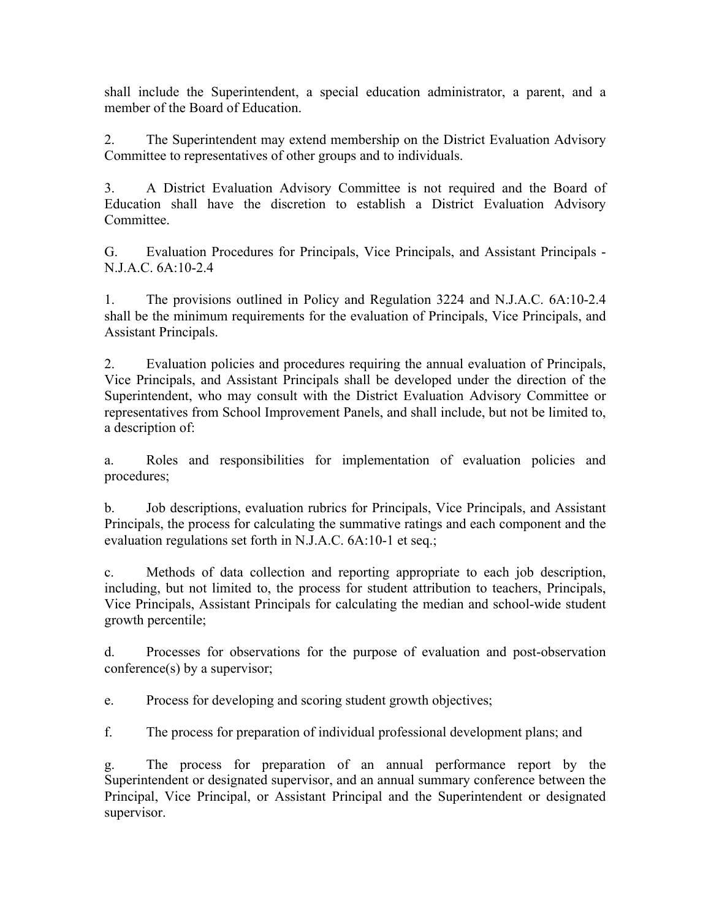shall include the Superintendent, a special education administrator, a parent, and a member of the Board of Education.

2. The Superintendent may extend membership on the District Evaluation Advisory Committee to representatives of other groups and to individuals.

3. A District Evaluation Advisory Committee is not required and the Board of Education shall have the discretion to establish a District Evaluation Advisory Committee.

G. Evaluation Procedures for Principals, Vice Principals, and Assistant Principals - N.J.A.C. 6A:10-2.4

1. The provisions outlined in Policy and Regulation 3224 and N.J.A.C. 6A:10-2.4 shall be the minimum requirements for the evaluation of Principals, Vice Principals, and Assistant Principals.

2. Evaluation policies and procedures requiring the annual evaluation of Principals, Vice Principals, and Assistant Principals shall be developed under the direction of the Superintendent, who may consult with the District Evaluation Advisory Committee or representatives from School Improvement Panels, and shall include, but not be limited to, a description of:

a. Roles and responsibilities for implementation of evaluation policies and procedures;

b. Job descriptions, evaluation rubrics for Principals, Vice Principals, and Assistant Principals, the process for calculating the summative ratings and each component and the evaluation regulations set forth in N.J.A.C. 6A:10-1 et seq.;

c. Methods of data collection and reporting appropriate to each job description, including, but not limited to, the process for student attribution to teachers, Principals, Vice Principals, Assistant Principals for calculating the median and school-wide student growth percentile;

d. Processes for observations for the purpose of evaluation and post-observation conference(s) by a supervisor;

e. Process for developing and scoring student growth objectives;

f. The process for preparation of individual professional development plans; and

g. The process for preparation of an annual performance report by the Superintendent or designated supervisor, and an annual summary conference between the Principal, Vice Principal, or Assistant Principal and the Superintendent or designated supervisor.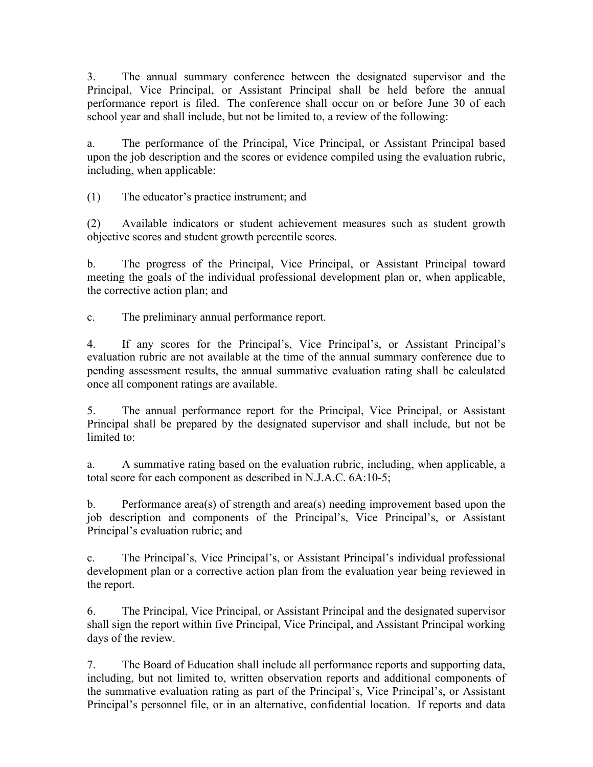3. The annual summary conference between the designated supervisor and the Principal, Vice Principal, or Assistant Principal shall be held before the annual performance report is filed. The conference shall occur on or before June 30 of each school year and shall include, but not be limited to, a review of the following:

a. The performance of the Principal, Vice Principal, or Assistant Principal based upon the job description and the scores or evidence compiled using the evaluation rubric, including, when applicable:

(1) The educator's practice instrument; and

(2) Available indicators or student achievement measures such as student growth objective scores and student growth percentile scores.

b. The progress of the Principal, Vice Principal, or Assistant Principal toward meeting the goals of the individual professional development plan or, when applicable, the corrective action plan; and

c. The preliminary annual performance report.

4. If any scores for the Principal's, Vice Principal's, or Assistant Principal's evaluation rubric are not available at the time of the annual summary conference due to pending assessment results, the annual summative evaluation rating shall be calculated once all component ratings are available.

5. The annual performance report for the Principal, Vice Principal, or Assistant Principal shall be prepared by the designated supervisor and shall include, but not be limited to:

a. A summative rating based on the evaluation rubric, including, when applicable, a total score for each component as described in N.J.A.C. 6A:10-5;

b. Performance area(s) of strength and area(s) needing improvement based upon the job description and components of the Principal's, Vice Principal's, or Assistant Principal's evaluation rubric; and

c. The Principal's, Vice Principal's, or Assistant Principal's individual professional development plan or a corrective action plan from the evaluation year being reviewed in the report.

6. The Principal, Vice Principal, or Assistant Principal and the designated supervisor shall sign the report within five Principal, Vice Principal, and Assistant Principal working days of the review.

7. The Board of Education shall include all performance reports and supporting data, including, but not limited to, written observation reports and additional components of the summative evaluation rating as part of the Principal's, Vice Principal's, or Assistant Principal's personnel file, or in an alternative, confidential location. If reports and data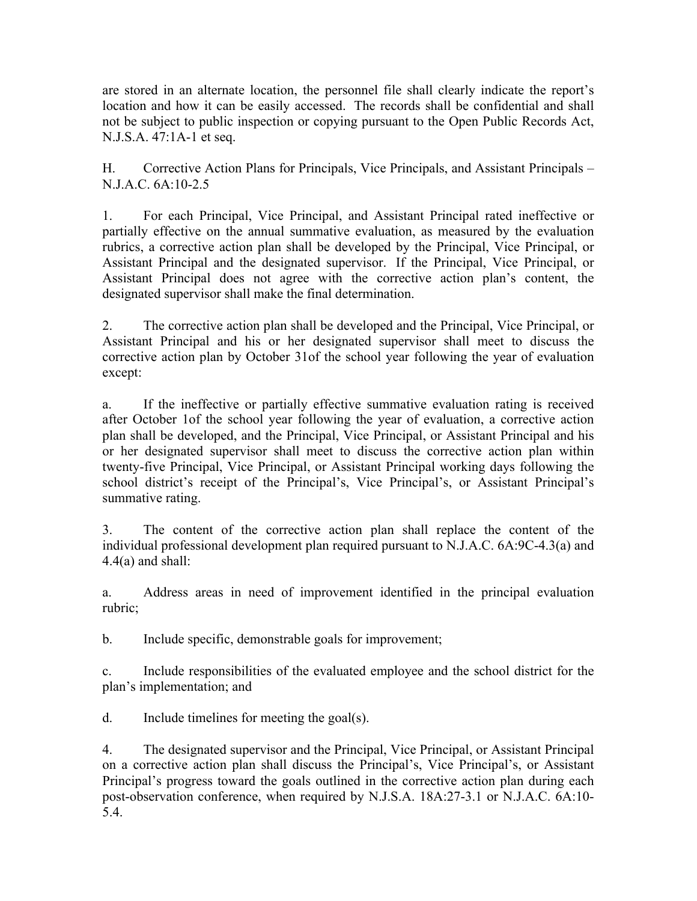are stored in an alternate location, the personnel file shall clearly indicate the report's location and how it can be easily accessed. The records shall be confidential and shall not be subject to public inspection or copying pursuant to the Open Public Records Act, N.J.S.A. 47:1A-1 et seq.

H. Corrective Action Plans for Principals, Vice Principals, and Assistant Principals – N.J.A.C. 6A:10-2.5

1. For each Principal, Vice Principal, and Assistant Principal rated ineffective or partially effective on the annual summative evaluation, as measured by the evaluation rubrics, a corrective action plan shall be developed by the Principal, Vice Principal, or Assistant Principal and the designated supervisor. If the Principal, Vice Principal, or Assistant Principal does not agree with the corrective action plan's content, the designated supervisor shall make the final determination.

2. The corrective action plan shall be developed and the Principal, Vice Principal, or Assistant Principal and his or her designated supervisor shall meet to discuss the corrective action plan by October 31of the school year following the year of evaluation except:

a. If the ineffective or partially effective summative evaluation rating is received after October 1of the school year following the year of evaluation, a corrective action plan shall be developed, and the Principal, Vice Principal, or Assistant Principal and his or her designated supervisor shall meet to discuss the corrective action plan within twenty-five Principal, Vice Principal, or Assistant Principal working days following the school district's receipt of the Principal's, Vice Principal's, or Assistant Principal's summative rating.

3. The content of the corrective action plan shall replace the content of the individual professional development plan required pursuant to N.J.A.C. 6A:9C-4.3(a) and 4.4(a) and shall:

a. Address areas in need of improvement identified in the principal evaluation rubric;

b. Include specific, demonstrable goals for improvement;

c. Include responsibilities of the evaluated employee and the school district for the plan's implementation; and

d. Include timelines for meeting the goal(s).

4. The designated supervisor and the Principal, Vice Principal, or Assistant Principal on a corrective action plan shall discuss the Principal's, Vice Principal's, or Assistant Principal's progress toward the goals outlined in the corrective action plan during each post-observation conference, when required by N.J.S.A. 18A:27-3.1 or N.J.A.C. 6A:10-5.4.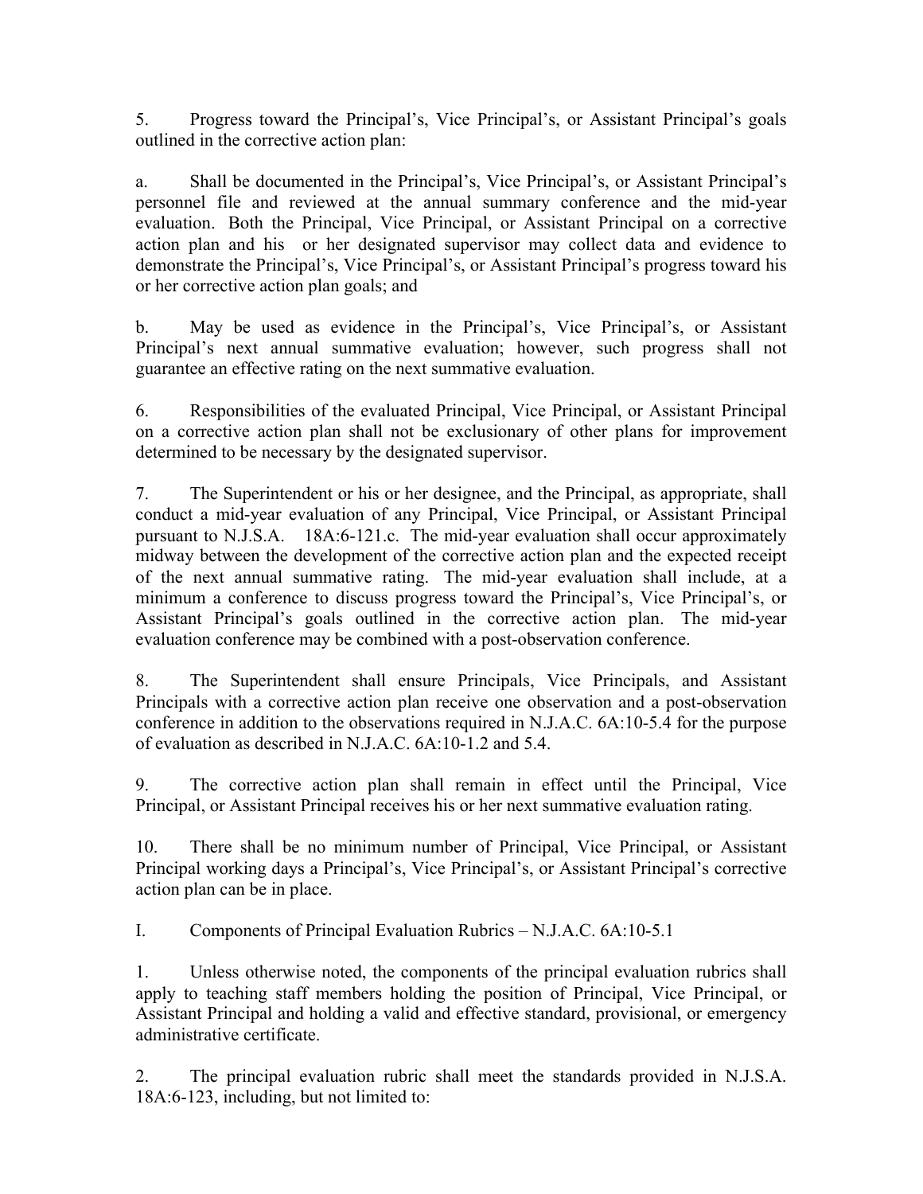5. Progress toward the Principal's, Vice Principal's, or Assistant Principal's goals outlined in the corrective action plan:

a. Shall be documented in the Principal's, Vice Principal's, or Assistant Principal's personnel file and reviewed at the annual summary conference and the mid-year evaluation. Both the Principal, Vice Principal, or Assistant Principal on a corrective action plan and his or her designated supervisor may collect data and evidence to demonstrate the Principal's, Vice Principal's, or Assistant Principal's progress toward his or her corrective action plan goals; and

b. May be used as evidence in the Principal's, Vice Principal's, or Assistant Principal's next annual summative evaluation; however, such progress shall not guarantee an effective rating on the next summative evaluation.

6. Responsibilities of the evaluated Principal, Vice Principal, or Assistant Principal on a corrective action plan shall not be exclusionary of other plans for improvement determined to be necessary by the designated supervisor.

7. The Superintendent or his or her designee, and the Principal, as appropriate, shall conduct a mid-year evaluation of any Principal, Vice Principal, or Assistant Principal pursuant to N.J.S.A. 18A:6-121.c. The mid-year evaluation shall occur approximately midway between the development of the corrective action plan and the expected receipt of the next annual summative rating. The mid-year evaluation shall include, at a minimum a conference to discuss progress toward the Principal's, Vice Principal's, or Assistant Principal's goals outlined in the corrective action plan. The mid-year evaluation conference may be combined with a post-observation conference.

8. The Superintendent shall ensure Principals, Vice Principals, and Assistant Principals with a corrective action plan receive one observation and a post-observation conference in addition to the observations required in N.J.A.C. 6A:10-5.4 for the purpose of evaluation as described in N.J.A.C. 6A:10-1.2 and 5.4.

9. The corrective action plan shall remain in effect until the Principal, Vice Principal, or Assistant Principal receives his or her next summative evaluation rating.

10. There shall be no minimum number of Principal, Vice Principal, or Assistant Principal working days a Principal's, Vice Principal's, or Assistant Principal's corrective action plan can be in place.

I. Components of Principal Evaluation Rubrics – N.J.A.C. 6A:10-5.1

1. Unless otherwise noted, the components of the principal evaluation rubrics shall apply to teaching staff members holding the position of Principal, Vice Principal, or Assistant Principal and holding a valid and effective standard, provisional, or emergency administrative certificate.

2. The principal evaluation rubric shall meet the standards provided in N.J.S.A. 18A:6-123, including, but not limited to: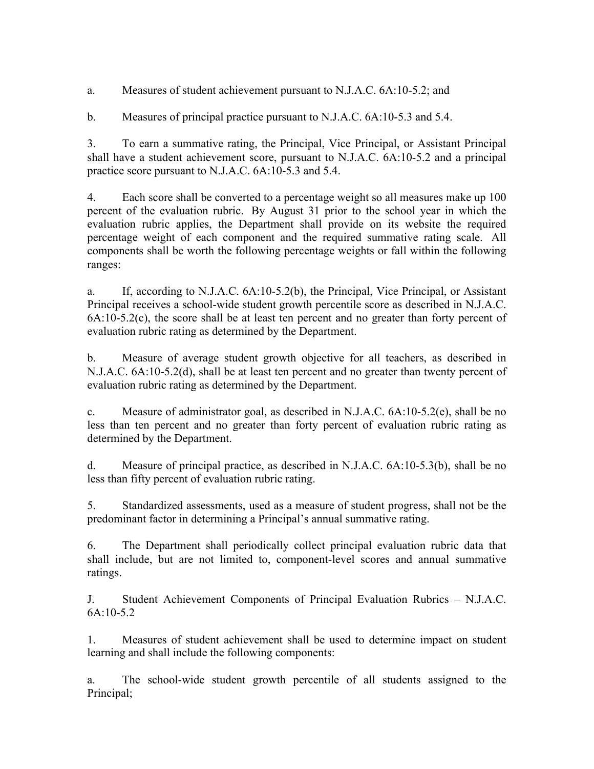a. Measures of student achievement pursuant to N.J.A.C. 6A:10-5.2; and

b. Measures of principal practice pursuant to N.J.A.C. 6A:10-5.3 and 5.4.

3. To earn a summative rating, the Principal, Vice Principal, or Assistant Principal shall have a student achievement score, pursuant to N.J.A.C. 6A:10-5.2 and a principal practice score pursuant to N.J.A.C. 6A:10-5.3 and 5.4.

4. Each score shall be converted to a percentage weight so all measures make up 100 percent of the evaluation rubric. By August 31 prior to the school year in which the evaluation rubric applies, the Department shall provide on its website the required percentage weight of each component and the required summative rating scale. All components shall be worth the following percentage weights or fall within the following ranges:

a. If, according to N.J.A.C. 6A:10-5.2(b), the Principal, Vice Principal, or Assistant Principal receives a school-wide student growth percentile score as described in N.J.A.C. 6A:10-5.2(c), the score shall be at least ten percent and no greater than forty percent of evaluation rubric rating as determined by the Department.

b. Measure of average student growth objective for all teachers, as described in N.J.A.C. 6A:10-5.2(d), shall be at least ten percent and no greater than twenty percent of evaluation rubric rating as determined by the Department.

c. Measure of administrator goal, as described in N.J.A.C. 6A:10-5.2(e), shall be no less than ten percent and no greater than forty percent of evaluation rubric rating as determined by the Department.

d. Measure of principal practice, as described in N.J.A.C. 6A:10-5.3(b), shall be no less than fifty percent of evaluation rubric rating.

5. Standardized assessments, used as a measure of student progress, shall not be the predominant factor in determining a Principal's annual summative rating.

6. The Department shall periodically collect principal evaluation rubric data that shall include, but are not limited to, component-level scores and annual summative ratings.

J. Student Achievement Components of Principal Evaluation Rubrics – N.J.A.C. 6A:10-5.2

1. Measures of student achievement shall be used to determine impact on student learning and shall include the following components:

a. The school-wide student growth percentile of all students assigned to the Principal;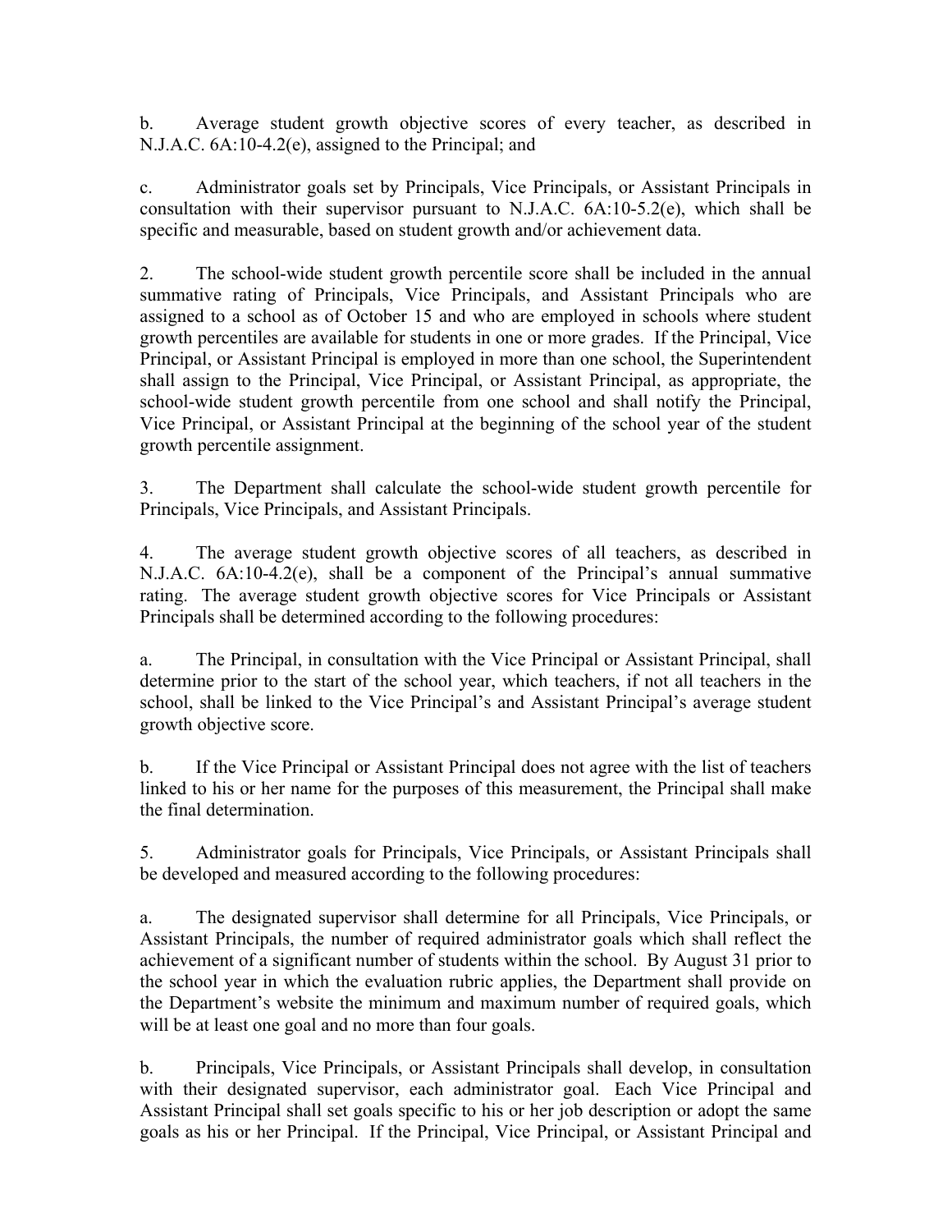b. Average student growth objective scores of every teacher, as described in N.J.A.C. 6A:10-4.2(e), assigned to the Principal; and

c. Administrator goals set by Principals, Vice Principals, or Assistant Principals in consultation with their supervisor pursuant to N.J.A.C. 6A:10-5.2(e), which shall be specific and measurable, based on student growth and/or achievement data.

2. The school-wide student growth percentile score shall be included in the annual summative rating of Principals, Vice Principals, and Assistant Principals who are assigned to a school as of October 15 and who are employed in schools where student growth percentiles are available for students in one or more grades. If the Principal, Vice Principal, or Assistant Principal is employed in more than one school, the Superintendent shall assign to the Principal, Vice Principal, or Assistant Principal, as appropriate, the school-wide student growth percentile from one school and shall notify the Principal, Vice Principal, or Assistant Principal at the beginning of the school year of the student growth percentile assignment.

3. The Department shall calculate the school-wide student growth percentile for Principals, Vice Principals, and Assistant Principals.

4. The average student growth objective scores of all teachers, as described in N.J.A.C. 6A:10-4.2(e), shall be a component of the Principal's annual summative rating. The average student growth objective scores for Vice Principals or Assistant Principals shall be determined according to the following procedures:

a. The Principal, in consultation with the Vice Principal or Assistant Principal, shall determine prior to the start of the school year, which teachers, if not all teachers in the school, shall be linked to the Vice Principal's and Assistant Principal's average student growth objective score.

b. If the Vice Principal or Assistant Principal does not agree with the list of teachers linked to his or her name for the purposes of this measurement, the Principal shall make the final determination.

5. Administrator goals for Principals, Vice Principals, or Assistant Principals shall be developed and measured according to the following procedures:

a. The designated supervisor shall determine for all Principals, Vice Principals, or Assistant Principals, the number of required administrator goals which shall reflect the achievement of a significant number of students within the school. By August 31 prior to the school year in which the evaluation rubric applies, the Department shall provide on the Department's website the minimum and maximum number of required goals, which will be at least one goal and no more than four goals.

b. Principals, Vice Principals, or Assistant Principals shall develop, in consultation with their designated supervisor, each administrator goal. Each Vice Principal and Assistant Principal shall set goals specific to his or her job description or adopt the same goals as his or her Principal. If the Principal, Vice Principal, or Assistant Principal and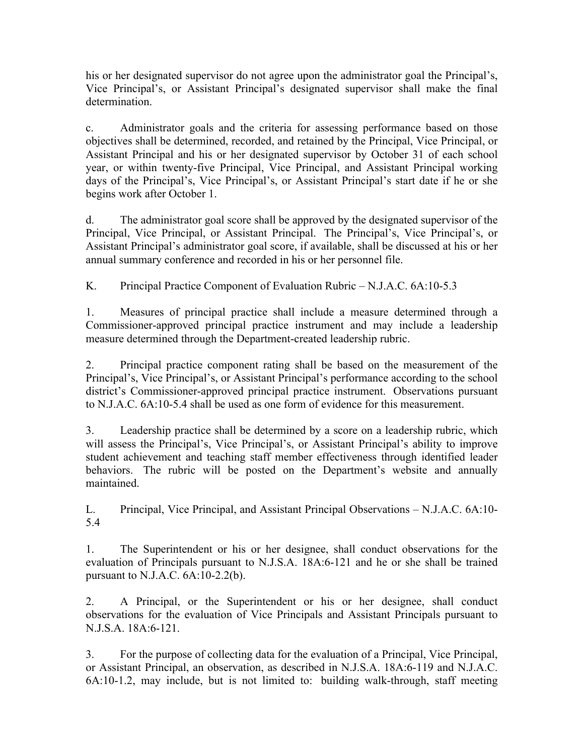his or her designated supervisor do not agree upon the administrator goal the Principal's, Vice Principal's, or Assistant Principal's designated supervisor shall make the final determination.

c. Administrator goals and the criteria for assessing performance based on those objectives shall be determined, recorded, and retained by the Principal, Vice Principal, or Assistant Principal and his or her designated supervisor by October 31 of each school year, or within twenty-five Principal, Vice Principal, and Assistant Principal working days of the Principal's, Vice Principal's, or Assistant Principal's start date if he or she begins work after October 1.

d. The administrator goal score shall be approved by the designated supervisor of the Principal, Vice Principal, or Assistant Principal. The Principal's, Vice Principal's, or Assistant Principal's administrator goal score, if available, shall be discussed at his or her annual summary conference and recorded in his or her personnel file.

K. Principal Practice Component of Evaluation Rubric – N.J.A.C. 6A:10-5.3

1. Measures of principal practice shall include a measure determined through a Commissioner-approved principal practice instrument and may include a leadership measure determined through the Department-created leadership rubric.

2. Principal practice component rating shall be based on the measurement of the Principal's, Vice Principal's, or Assistant Principal's performance according to the school district's Commissioner-approved principal practice instrument. Observations pursuant to N.J.A.C. 6A:10-5.4 shall be used as one form of evidence for this measurement.

3. Leadership practice shall be determined by a score on a leadership rubric, which will assess the Principal's, Vice Principal's, or Assistant Principal's ability to improve student achievement and teaching staff member effectiveness through identified leader behaviors. The rubric will be posted on the Department's website and annually maintained.

L. Principal, Vice Principal, and Assistant Principal Observations – N.J.A.C. 6A:10-5.4

1. The Superintendent or his or her designee, shall conduct observations for the evaluation of Principals pursuant to N.J.S.A. 18A:6-121 and he or she shall be trained pursuant to N.J.A.C. 6A:10-2.2(b).

2. A Principal, or the Superintendent or his or her designee, shall conduct observations for the evaluation of Vice Principals and Assistant Principals pursuant to N.J.S.A. 18A:6-121.

3. For the purpose of collecting data for the evaluation of a Principal, Vice Principal, or Assistant Principal, an observation, as described in N.J.S.A. 18A:6-119 and N.J.A.C. 6A:10-1.2, may include, but is not limited to: building walk-through, staff meeting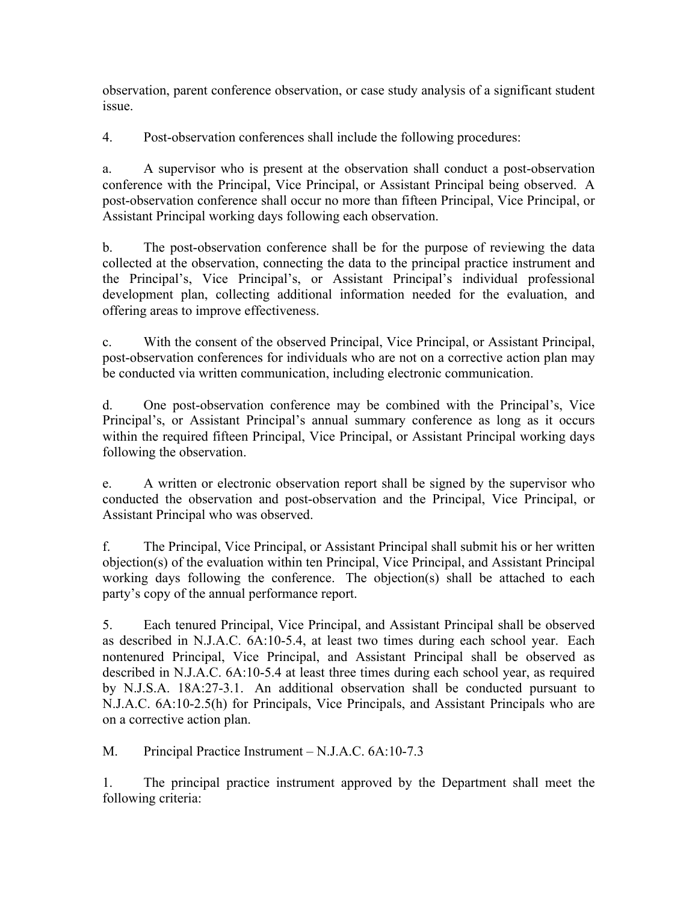observation, parent conference observation, or case study analysis of a significant student issue.

4. Post-observation conferences shall include the following procedures:

a. A supervisor who is present at the observation shall conduct a post-observation conference with the Principal, Vice Principal, or Assistant Principal being observed. A post-observation conference shall occur no more than fifteen Principal, Vice Principal, or Assistant Principal working days following each observation.

b. The post-observation conference shall be for the purpose of reviewing the data collected at the observation, connecting the data to the principal practice instrument and the Principal's, Vice Principal's, or Assistant Principal's individual professional development plan, collecting additional information needed for the evaluation, and offering areas to improve effectiveness.

c. With the consent of the observed Principal, Vice Principal, or Assistant Principal, post-observation conferences for individuals who are not on a corrective action plan may be conducted via written communication, including electronic communication.

d. One post-observation conference may be combined with the Principal's, Vice Principal's, or Assistant Principal's annual summary conference as long as it occurs within the required fifteen Principal, Vice Principal, or Assistant Principal working days following the observation.

e. A written or electronic observation report shall be signed by the supervisor who conducted the observation and post-observation and the Principal, Vice Principal, or Assistant Principal who was observed.

f. The Principal, Vice Principal, or Assistant Principal shall submit his or her written objection(s) of the evaluation within ten Principal, Vice Principal, and Assistant Principal working days following the conference. The objection(s) shall be attached to each party's copy of the annual performance report.

5. Each tenured Principal, Vice Principal, and Assistant Principal shall be observed as described in N.J.A.C. 6A:10-5.4, at least two times during each school year. Each nontenured Principal, Vice Principal, and Assistant Principal shall be observed as described in N.J.A.C. 6A:10-5.4 at least three times during each school year, as required by N.J.S.A. 18A:27-3.1. An additional observation shall be conducted pursuant to N.J.A.C. 6A:10-2.5(h) for Principals, Vice Principals, and Assistant Principals who are on a corrective action plan.

M. Principal Practice Instrument – N.J.A.C. 6A:10-7.3

1. The principal practice instrument approved by the Department shall meet the following criteria: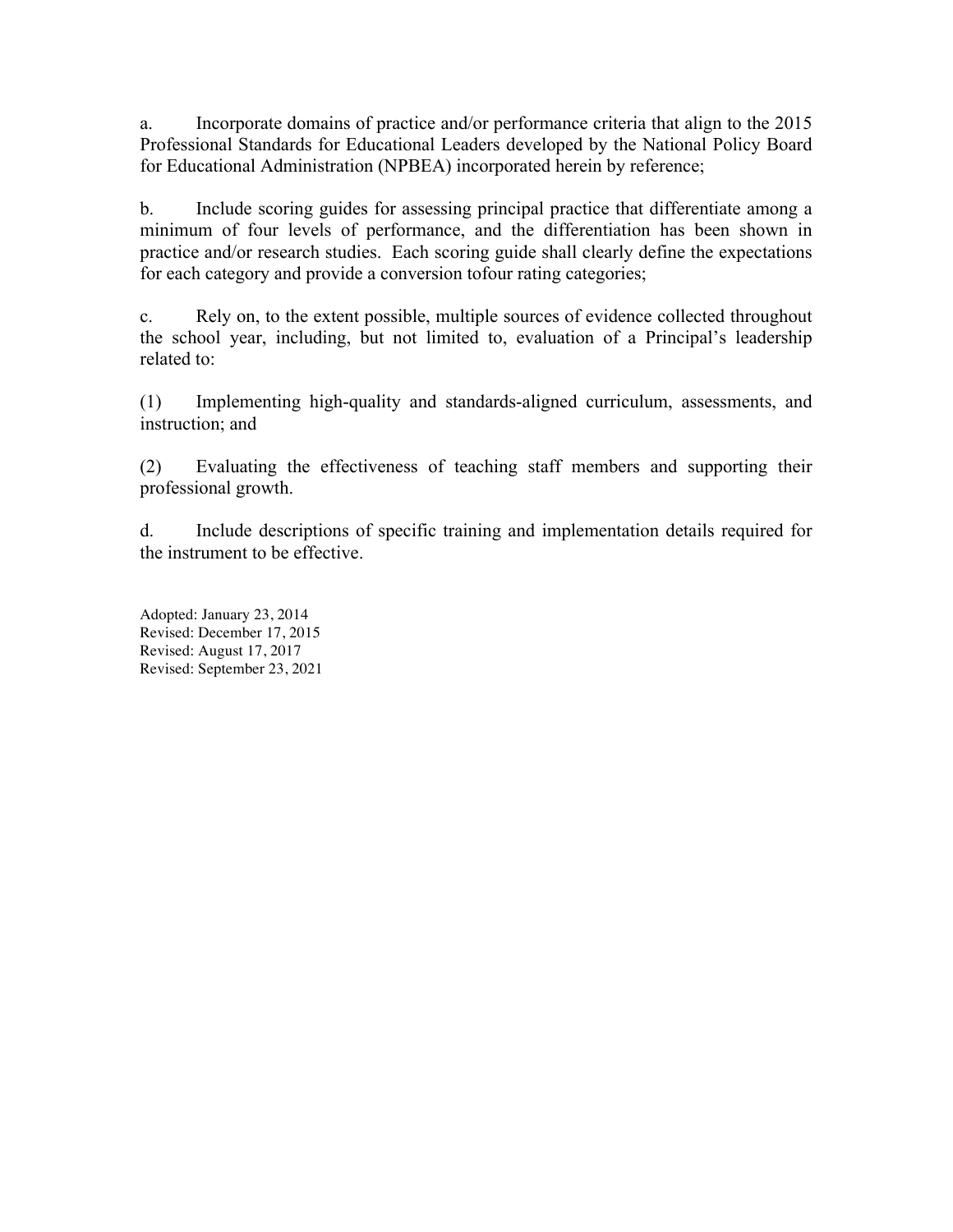a. Incorporate domains of practice and/or performance criteria that align to the 2015 Professional Standards for Educational Leaders developed by the National Policy Board for Educational Administration (NPBEA) incorporated herein by reference;

b. Include scoring guides for assessing principal practice that differentiate among a minimum of four levels of performance, and the differentiation has been shown in practice and/or research studies. Each scoring guide shall clearly define the expectations for each category and provide a conversion tofour rating categories;

c. Rely on, to the extent possible, multiple sources of evidence collected throughout the school year, including, but not limited to, evaluation of a Principal's leadership related to:

(1) Implementing high-quality and standards-aligned curriculum, assessments, and instruction; and

(2) Evaluating the effectiveness of teaching staff members and supporting their professional growth.

d. Include descriptions of specific training and implementation details required for the instrument to be effective.

Adopted: January 23, 2014
Revised: December 17, 2015
Revised: August 17, 2017
Revised: September 23, 2021